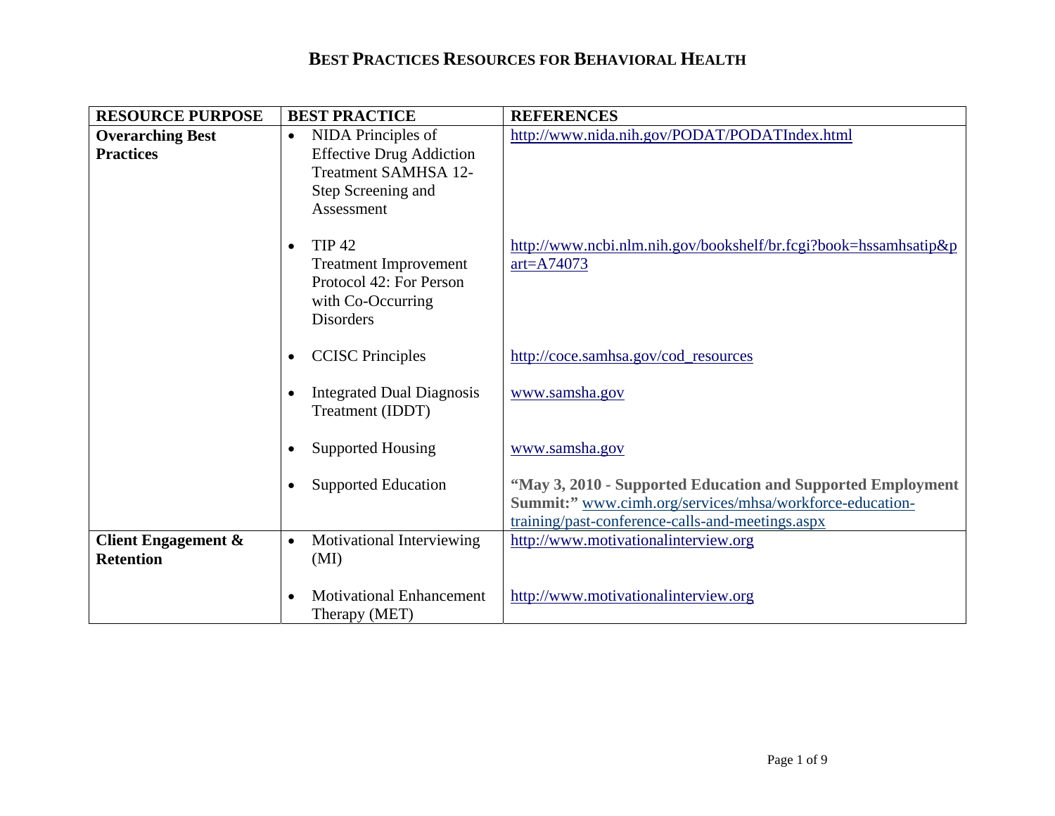# BEST PRACTICES RESOURCES FOR BEHAVIORAL HEALTH

| RESOURCE PURPOSE | BEST PRACTICE | REFERENCES |
|---|---|---|
| **Overarching Best Practices** | • NIDA Principles of Effective Drug Addiction Treatment SAMHSA 12-Step Screening and Assessment | http://www.nida.nih.gov/PODAT/PODATIndex.html |
| | • TIP 42 Treatment Improvement Protocol 42: For Person with Co-Occurring Disorders | http://www.ncbi.nlm.nih.gov/bookshelf/br.fcgi?book=hssamhsatip&part=A74073 |
| | • CCISC Principles | http://coce.samhsa.gov/cod_resources |
| | • Integrated Dual Diagnosis Treatment (IDDT) | www.samsha.gov |
| | • Supported Housing | www.samsha.gov |
| | • Supported Education | **"May 3, 2010 - Supported Education and Supported Employment Summit:"** www.cimh.org/services/mhsa/workforce-education-training/past-conference-calls-and-meetings.aspx |
| **Client Engagement & Retention** | • Motivational Interviewing (MI) | http://www.motivationalinterview.org |
| | • Motivational Enhancement Therapy (MET) | http://www.motivationalinterview.org |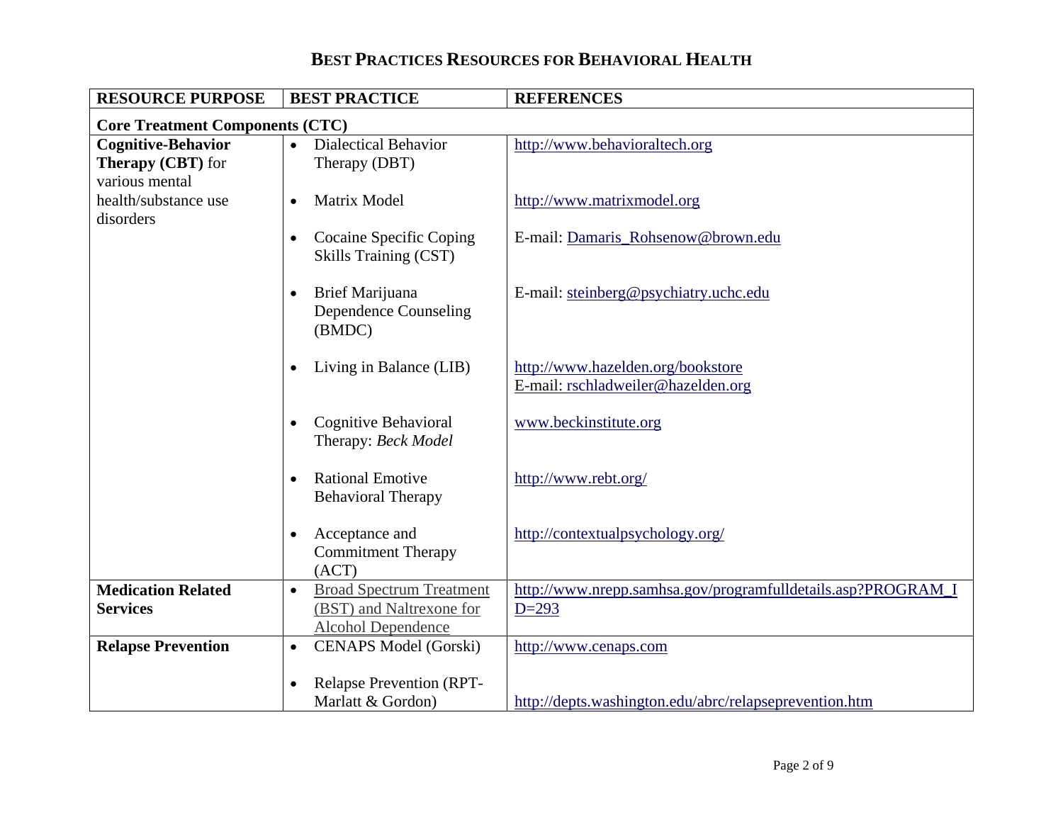# BEST PRACTICES RESOURCES FOR BEHAVIORAL HEALTH

| RESOURCE PURPOSE | BEST PRACTICE | REFERENCES |
|---|---|---|
| **Core Treatment Components (CTC)** | | |
| **Cognitive-Behavior Therapy (CBT)** for various mental health/substance use disorders | • Dialectical Behavior Therapy (DBT) | http://www.behavioraltech.org |
| | • Matrix Model | http://www.matrixmodel.org |
| | • Cocaine Specific Coping Skills Training (CST) | E-mail: Damaris_Rohsenow@brown.edu |
| | • Brief Marijuana Dependence Counseling (BMDC) | E-mail: steinberg@psychiatry.uchc.edu |
| | • Living in Balance (LIB) | http://www.hazelden.org/bookstore<br>E-mail: rschladweiler@hazelden.org |
| | • Cognitive Behavioral Therapy: *Beck Model* | www.beckinstitute.org |
| | • Rational Emotive Behavioral Therapy | http://www.rebt.org/ |
| | • Acceptance and Commitment Therapy (ACT) | http://contextualpsychology.org/ |
| **Medication Related Services** | • Broad Spectrum Treatment (BST) and Naltrexone for Alcohol Dependence | http://www.nrepp.samhsa.gov/programfulldetails.asp?PROGRAM_ID=293 |
| **Relapse Prevention** | • CENAPS Model (Gorski) | http://www.cenaps.com |
| | • Relapse Prevention (RPT-Marlatt & Gordon) | http://depts.washington.edu/abrc/relapseprevention.htm |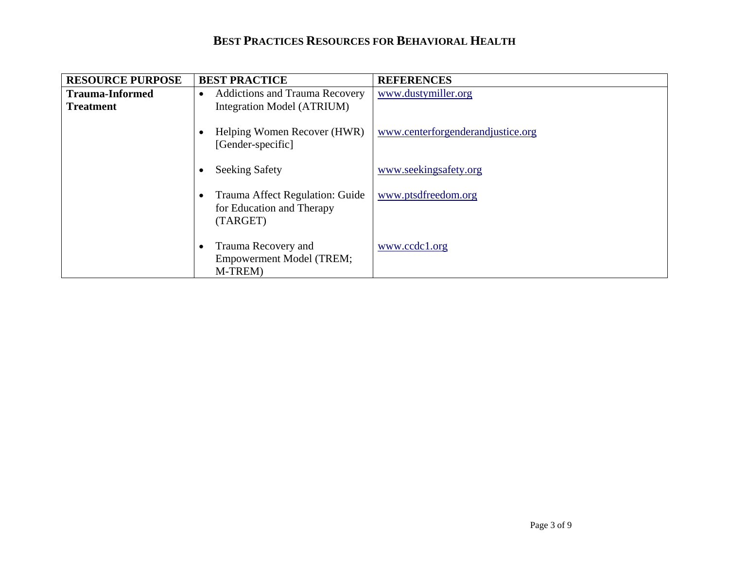# BEST PRACTICES RESOURCES FOR BEHAVIORAL HEALTH

| RESOURCE PURPOSE | BEST PRACTICE | REFERENCES |
|---|---|---|
| **Trauma-Informed Treatment** | • Addictions and Trauma Recovery Integration Model (ATRIUM) | www.dustymiller.org |
| | • Helping Women Recover (HWR) [Gender-specific] | www.centerforgenderandjustice.org |
| | • Seeking Safety | www.seekingsafety.org |
| | • Trauma Affect Regulation: Guide for Education and Therapy (TARGET) | www.ptsdfreedom.org |
| | • Trauma Recovery and Empowerment Model (TREM; M-TREM) | www.ccdc1.org |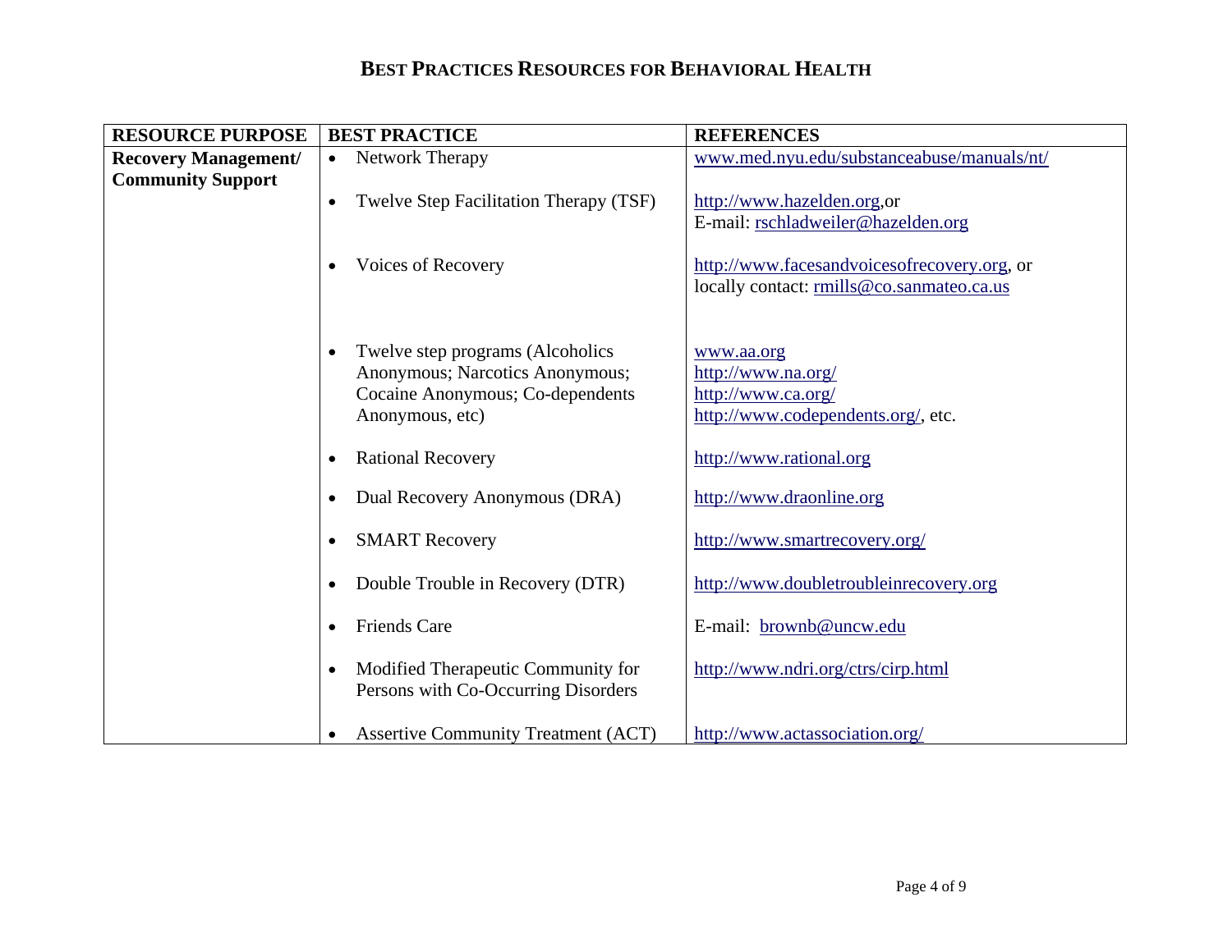# BEST PRACTICES RESOURCES FOR BEHAVIORAL HEALTH

| RESOURCE PURPOSE | BEST PRACTICE | REFERENCES |
|---|---|---|
| **Recovery Management/ Community Support** | • Network Therapy | www.med.nyu.edu/substanceabuse/manuals/nt/ |
| | • Twelve Step Facilitation Therapy (TSF) | http://www.hazelden.org,or E-mail: rschladweiler@hazelden.org |
| | • Voices of Recovery | http://www.facesandvoicesofrecovery.org, or locally contact: rmills@co.sanmateo.ca.us |
| | • Twelve step programs (Alcoholics Anonymous; Narcotics Anonymous; Cocaine Anonymous; Co-dependents Anonymous, etc) | www.aa.org http://www.na.org/ http://www.ca.org/ http://www.codependents.org/, etc. |
| | • Rational Recovery | http://www.rational.org |
| | • Dual Recovery Anonymous (DRA) | http://www.draonline.org |
| | • SMART Recovery | http://www.smartrecovery.org/ |
| | • Double Trouble in Recovery (DTR) | http://www.doubletroubleinrecovery.org |
| | • Friends Care | E-mail: brownb@uncw.edu |
| | • Modified Therapeutic Community for Persons with Co-Occurring Disorders | http://www.ndri.org/ctrs/cirp.html |
| | • Assertive Community Treatment (ACT) | http://www.actassociation.org/ |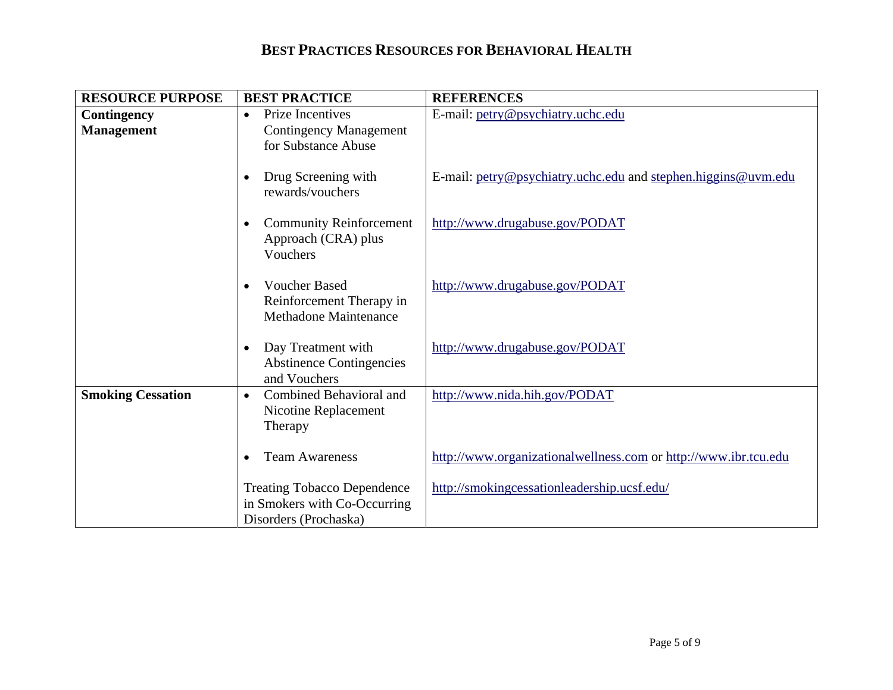# BEST PRACTICES RESOURCES FOR BEHAVIORAL HEALTH

| RESOURCE PURPOSE | BEST PRACTICE | REFERENCES |
|---|---|---|
| **Contingency Management** | • Prize Incentives Contingency Management for Substance Abuse | E-mail: petry@psychiatry.uchc.edu |
| | • Drug Screening with rewards/vouchers | E-mail: petry@psychiatry.uchc.edu and stephen.higgins@uvm.edu |
| | • Community Reinforcement Approach (CRA) plus Vouchers | http://www.drugabuse.gov/PODAT |
| | • Voucher Based Reinforcement Therapy in Methadone Maintenance | http://www.drugabuse.gov/PODAT |
| | • Day Treatment with Abstinence Contingencies and Vouchers | http://www.drugabuse.gov/PODAT |
| **Smoking Cessation** | • Combined Behavioral and Nicotine Replacement Therapy | http://www.nida.hih.gov/PODAT |
| | • Team Awareness | http://www.organizationalwellness.com or http://www.ibr.tcu.edu |
| | Treating Tobacco Dependence in Smokers with Co-Occurring Disorders (Prochaska) | http://smokingcessationleadership.ucsf.edu/ |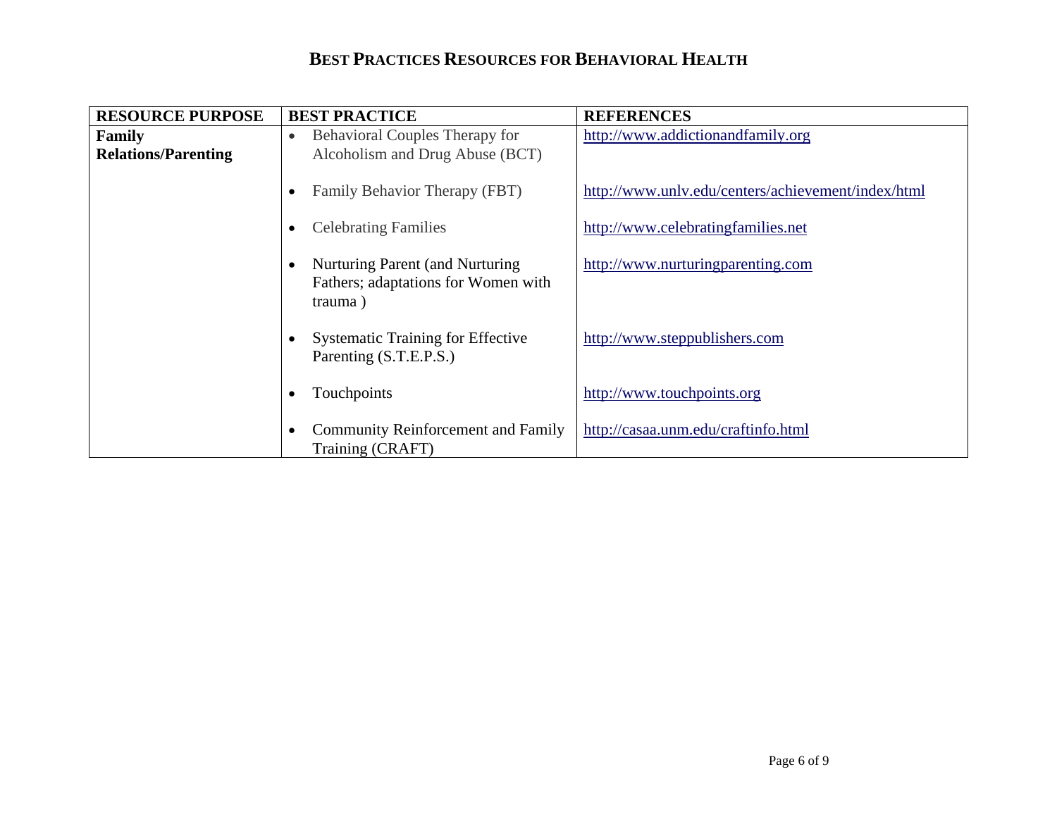# BEST PRACTICES RESOURCES FOR BEHAVIORAL HEALTH

| RESOURCE PURPOSE | BEST PRACTICE | REFERENCES |
|---|---|---|
| **Family Relations/Parenting** | • Behavioral Couples Therapy for Alcoholism and Drug Abuse (BCT) | http://www.addictionandfamily.org |
| | • Family Behavior Therapy (FBT) | http://www.unlv.edu/centers/achievement/index/html |
| | • Celebrating Families | http://www.celebratingfamilies.net |
| | • Nurturing Parent (and Nurturing Fathers; adaptations for Women with trauma ) | http://www.nurturingparenting.com |
| | • Systematic Training for Effective Parenting (S.T.E.P.S.) | http://www.steppublishers.com |
| | • Touchpoints | http://www.touchpoints.org |
| | • Community Reinforcement and Family Training (CRAFT) | http://casaa.unm.edu/craftinfo.html |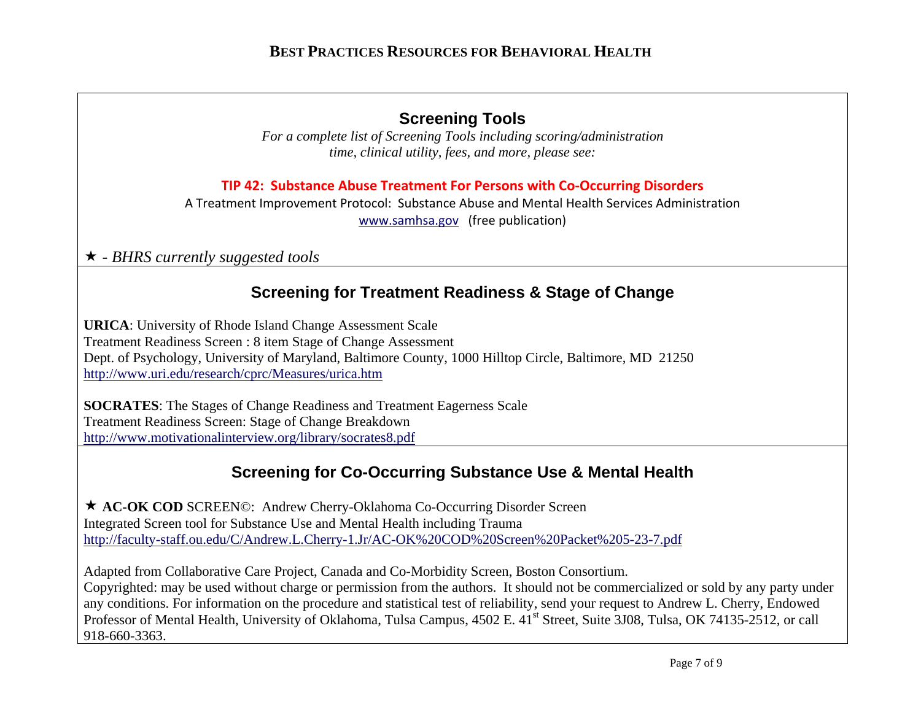## Screening Tools

*For a complete list of Screening Tools including scoring/administration time, clinical utility, fees, and more, please see:*

**TIP 42: Substance Abuse Treatment For Persons with Co-Occurring Disorders**

A Treatment Improvement Protocol: Substance Abuse and Mental Health Services Administration

www.samhsa.gov (free publication)

★ - *BHRS currently suggested tools*

## Screening for Treatment Readiness & Stage of Change

**URICA**: University of Rhode Island Change Assessment Scale
Treatment Readiness Screen : 8 item Stage of Change Assessment
Dept. of Psychology, University of Maryland, Baltimore County, 1000 Hilltop Circle, Baltimore, MD 21250
http://www.uri.edu/research/cprc/Measures/urica.htm

**SOCRATES**: The Stages of Change Readiness and Treatment Eagerness Scale
Treatment Readiness Screen: Stage of Change Breakdown
http://www.motivationalinterview.org/library/socrates8.pdf

## Screening for Co-Occurring Substance Use & Mental Health

★ **AC-OK COD** SCREEN©: Andrew Cherry-Oklahoma Co-Occurring Disorder Screen
Integrated Screen tool for Substance Use and Mental Health including Trauma
http://faculty-staff.ou.edu/C/Andrew.L.Cherry-1.Jr/AC-OK%20COD%20Screen%20Packet%205-23-7.pdf

Adapted from Collaborative Care Project, Canada and Co-Morbidity Screen, Boston Consortium.
Copyrighted: may be used without charge or permission from the authors. It should not be commercialized or sold by any party under any conditions. For information on the procedure and statistical test of reliability, send your request to Andrew L. Cherry, Endowed Professor of Mental Health, University of Oklahoma, Tulsa Campus, 4502 E. 41st Street, Suite 3J08, Tulsa, OK 74135-2512, or call 918-660-3363.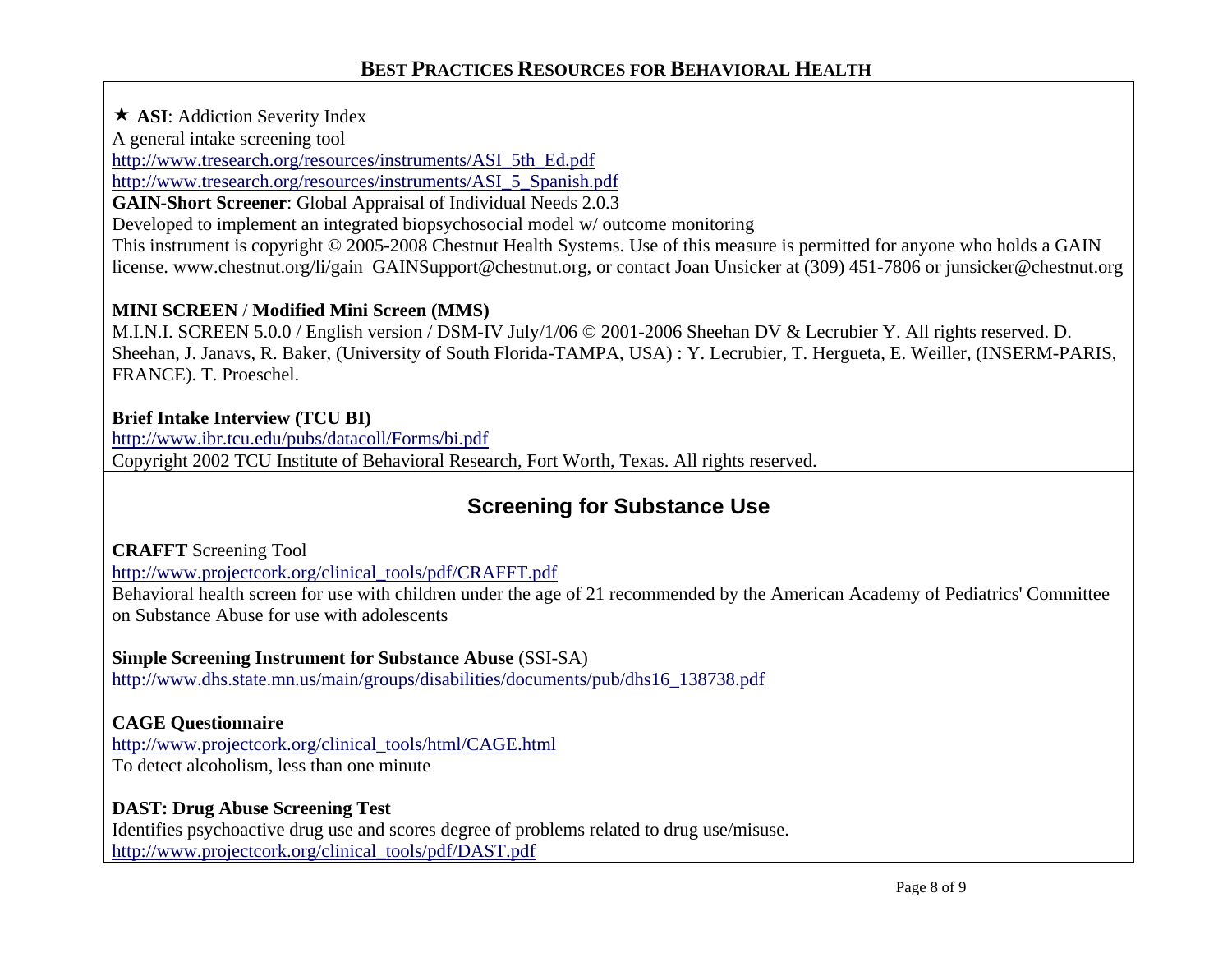★ **ASI**: Addiction Severity Index
A general intake screening tool
http://www.tresearch.org/resources/instruments/ASI_5th_Ed.pdf
http://www.tresearch.org/resources/instruments/ASI_5_Spanish.pdf
**GAIN-Short Screener**: Global Appraisal of Individual Needs 2.0.3
Developed to implement an integrated biopsychosocial model w/ outcome monitoring
This instrument is copyright © 2005-2008 Chestnut Health Systems. Use of this measure is permitted for anyone who holds a GAIN license. www.chestnut.org/li/gain GAINSupport@chestnut.org, or contact Joan Unsicker at (309) 451-7806 or junsicker@chestnut.org

**MINI SCREEN / Modified Mini Screen (MMS)**
M.I.N.I. SCREEN 5.0.0 / English version / DSM-IV July/1/06 © 2001-2006 Sheehan DV & Lecrubier Y. All rights reserved. D. Sheehan, J. Janavs, R. Baker, (University of South Florida-TAMPA, USA) : Y. Lecrubier, T. Hergueta, E. Weiller, (INSERM-PARIS, FRANCE). T. Proeschel.

**Brief Intake Interview (TCU BI)**
http://www.ibr.tcu.edu/pubs/datacoll/Forms/bi.pdf
Copyright 2002 TCU Institute of Behavioral Research, Fort Worth, Texas. All rights reserved.

## Screening for Substance Use

**CRAFFT** Screening Tool
http://www.projectcork.org/clinical_tools/pdf/CRAFFT.pdf
Behavioral health screen for use with children under the age of 21 recommended by the American Academy of Pediatrics' Committee on Substance Abuse for use with adolescents

**Simple Screening Instrument for Substance Abuse** (SSI-SA)
http://www.dhs.state.mn.us/main/groups/disabilities/documents/pub/dhs16_138738.pdf

**CAGE Questionnaire**
http://www.projectcork.org/clinical_tools/html/CAGE.html
To detect alcoholism, less than one minute

**DAST: Drug Abuse Screening Test**
Identifies psychoactive drug use and scores degree of problems related to drug use/misuse.
http://www.projectcork.org/clinical_tools/pdf/DAST.pdf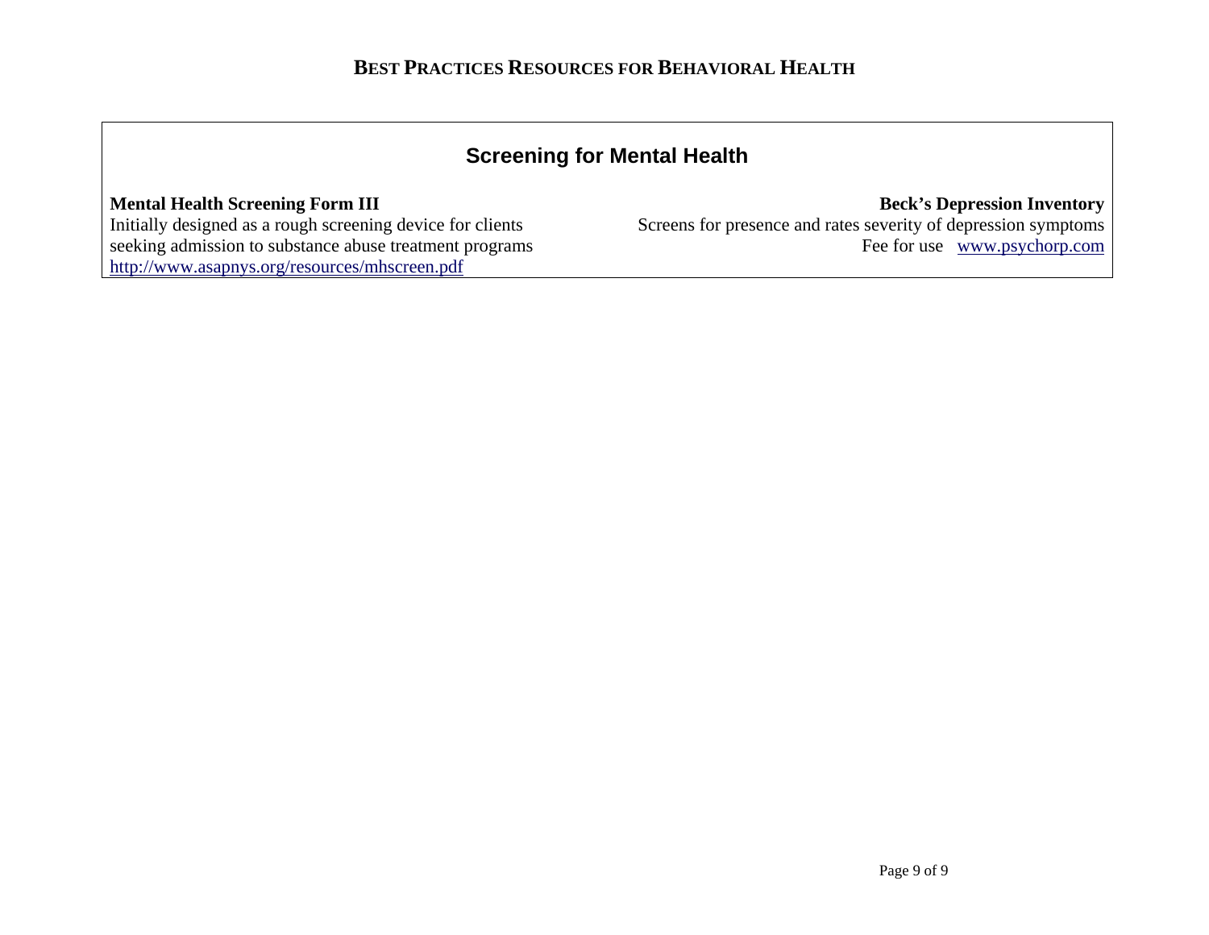## Screening for Mental Health

**Mental Health Screening Form III**
Initially designed as a rough screening device for clients seeking admission to substance abuse treatment programs
http://www.asapnys.org/resources/mhscreen.pdf

**Beck's Depression Inventory**
Screens for presence and rates severity of depression symptoms
Fee for use www.psychorp.com